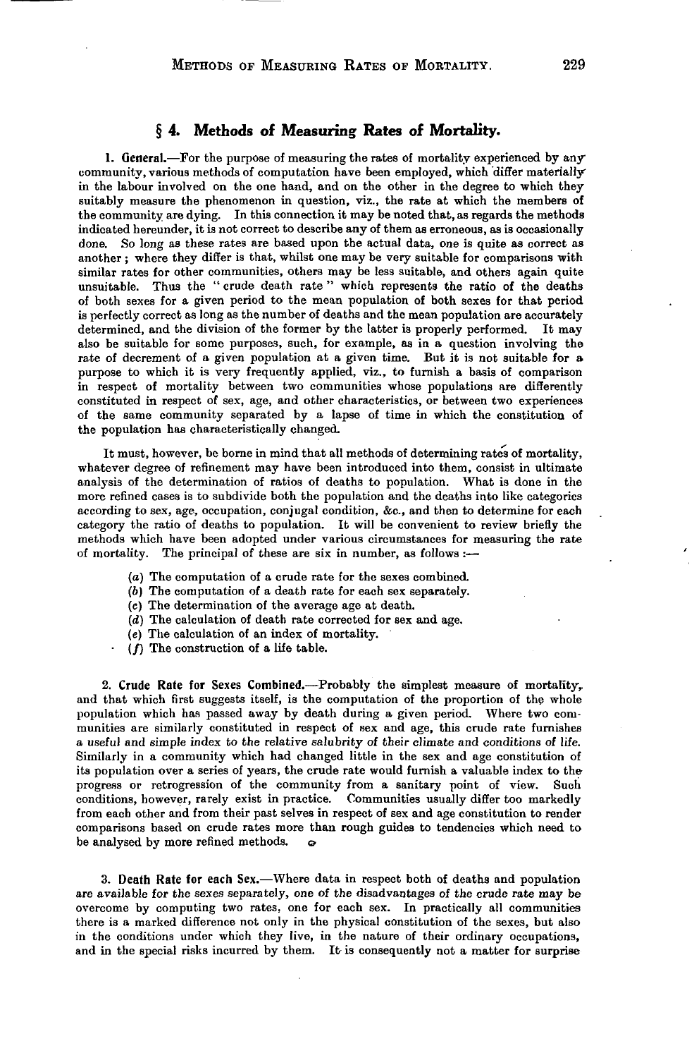## § 4. Methods of Measuring Rates of Mortality.

**1. General.**—For the purpose of measuring the rates of mortality experienced by any community, various methods of computation have been employed, which differ materially in the labour involved on the one hand, and on the other in the degree to which they suitably measure the phenomenon in question, viz., the rate at which the members of the community are dying. In this connection it may be noted that, as regards the methods indicated hereunder, it is not correct to describe any of them as erroneous, as is occasionally done. So long as these rates are based upon the actual data, one is quite as correct as another; where they differ is that, whilst one may be very suitable for comparisons with similar rates for other communities, others may be less suitable, and others again quite unsuitable. Thus the "crude death rate" which represents the ratio of the deaths of both sexes for a given period to the mean population of both sexes for that period is perfectly correct as long as the number of deaths and the mean population are accurately determined, and the division of the former by the latter is properly performed. It may also be suitable for some purposes, such, for example, as in a question involving the rate of decrement of a given population at a given time. But it is not suitable for a purpose to which it is very frequently applied, viz., to furnish a basis of comparison in respect of mortality between two communities whose populations are differently constituted in respect of sex, age, and other characteristics, or between two experiences of the same community separated by a lapse of time in which the constitution of the population has characteristically changed.

It must, however, be borne in mind that all methods of determining rates of mortality, whatever degree of refinement may have been introduced into them, consist in ultimate analysis of the determination of ratios of deaths to population. What is done in the more refined cases is to subdivide both the population and the deaths into like categories according to sex, age, occupation, conjugal condition, &c., and then to determine for each category the ratio of deaths to population. It will be convenient to review briefly the methods which have been adopted under various circumstances for measuring the rate of mortality. The principal of these are six in number, as follows :—

- (*a*) The computation of a crude rate for the sexes combined.
- (*b*) The computation of a death rate for each sex separately.
- (*c*) The determination of the average age at death.
- (*d*) The calculation of death rate corrected for sex and age.
- (*e*) The calculation of an index of mortality.
- (*f*) The construction of a life table.

**2. Crude Rate for Sexes Combined.**—Probably the simplest measure of mortality, and that which first suggests itself, is the computation of the proportion of the whole population which has passed away by death during a given period. Where two communities are similarly constituted in respect of sex and age, this crude rate furnishes a useful and simple index to the relative salubrity of their climate and conditions of life. Similarly in a community which had changed little in the sex and age constitution of its population over a series of years, the crude rate would furnish a valuable index to the progress or retrogression of the community from a sanitary point of view. Such conditions, however, rarely exist in practice. Communities usually differ too markedly from each other and from their past selves in respect of sex and age constitution to render comparisons based on crude rates more than rough guides to tendencies which need to be analysed by more refined methods.

**3. Death Rate for each Sex.**—Where data in respect both of deaths and population are available for the sexes separately, one of the disadvantages of the crude rate may be overcome by computing two rates, one for each sex. In practically all communities there is a marked difference not only in the physical constitution of the sexes, but also in the conditions under which they live, in the nature of their ordinary occupations, and in the special risks incurred by them. It is consequently not a matter for surprise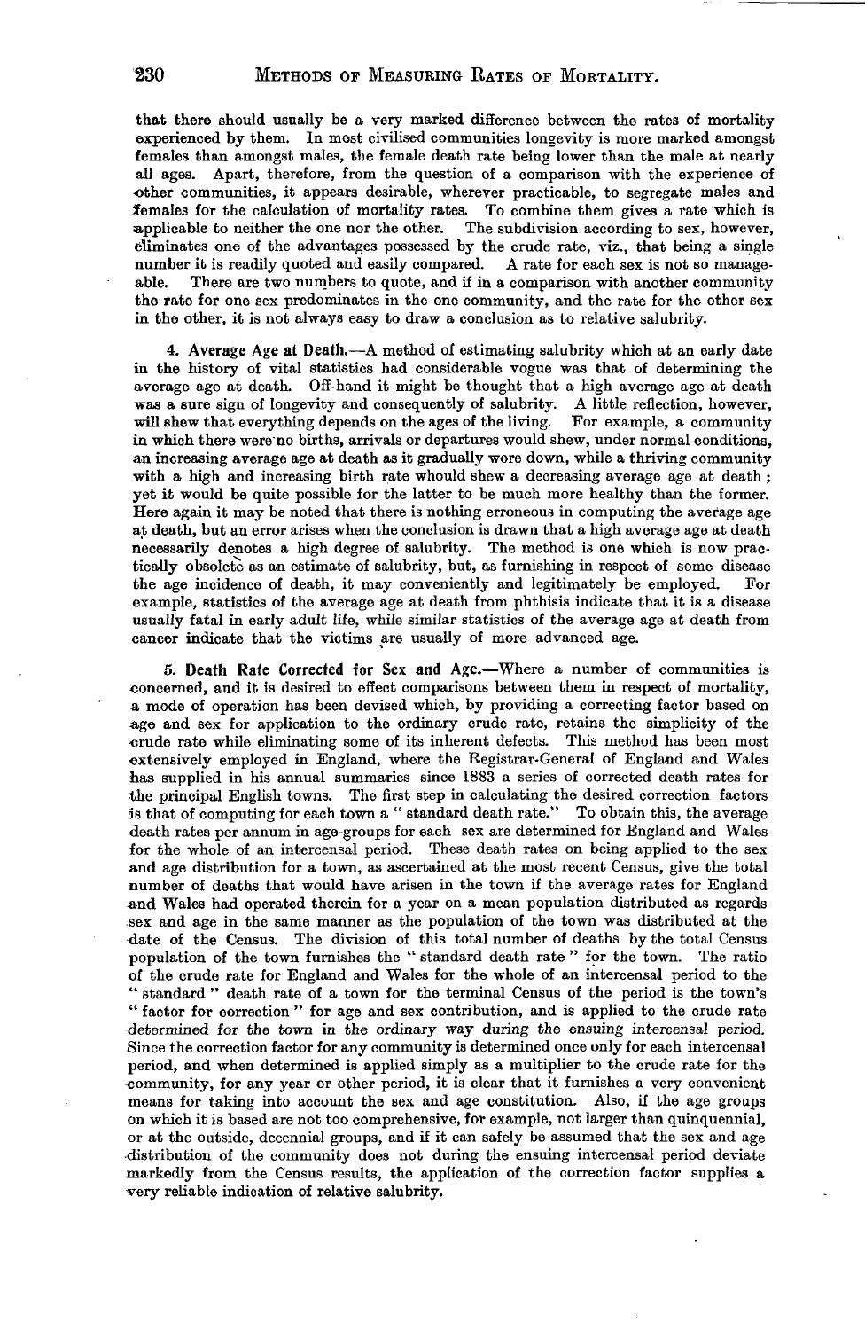that there should usually be a very marked difference between the rates of mortality experienced by them. In most civilised communities longevity is more marked amongst females than amongst males, the female death rate being lower than the male at nearly all ages. Apart, therefore, from the question of a comparison with the experience of other communities, it appears desirable, wherever practicable, to segregate males and females for the calculation of mortality rates. To combine them gives a rate which is applicable to neither the one nor the other. The subdivision according to sex, however, eliminates one of the advantages possessed by the crude rate, viz., that being a single number it is readily quoted and easily compared. A rate for each sex is not so manageable. There are two numbers to quote, and if in a comparison with another community the rate for one sex predominates in the one community, and the rate for the other sex in the other, it is not always easy to draw a conclusion as to relative salubrity.

4. **Average Age at Death.**—A method of estimating salubrity which at an early date in the history of vital statistics had considerable vogue was that of determining the average age at death. Off-hand it might be thought that a high average age at death was a sure sign of longevity and consequently of salubrity. A little reflection, however, will shew that everything depends on the ages of the living. For example, a community in which there were no births, arrivals or departures would shew, under normal conditions, an increasing average age at death as it gradually wore down, while a thriving community with a high and increasing birth rate whould shew a decreasing average age at death; yet it would be quite possible for the latter to be much more healthy than the former. Here again it may be noted that there is nothing erroneous in computing the average age at death, but an error arises when the conclusion is drawn that a high average age at death necessarily denotes a high degree of salubrity. The method is one which is now practically obsolete as an estimate of salubrity, but, as furnishing in respect of some disease the age incidence of death, it may conveniently and legitimately be employed. For example, statistics of the average age at death from phthisis indicate that it is a disease usually fatal in early adult life, while similar statistics of the average age at death from cancer indicate that the victims are usually of more advanced age.

5. **Death Rate Corrected for Sex and Age.**—Where a number of communities is concerned, and it is desired to effect comparisons between them in respect of mortality, a mode of operation has been devised which, by providing a correcting factor based on age and sex for application to the ordinary crude rate, retains the simplicity of the crude rate while eliminating some of its inherent defects. This method has been most extensively employed in England, where the Registrar-General of England and Wales has supplied in his annual summaries since 1883 a series of corrected death rates for the principal English towns. The first step in calculating the desired correction factors is that of computing for each town a "standard death rate." To obtain this, the average death rates per annum in age-groups for each sex are determined for England and Wales for the whole of an intercensal period. These death rates on being applied to the sex and age distribution for a town, as ascertained at the most recent Census, give the total number of deaths that would have arisen in the town if the average rates for England and Wales had operated therein for a year on a mean population distributed as regards sex and age in the same manner as the population of the town was distributed at the date of the Census. The division of this total number of deaths by the total Census population of the town furnishes the "standard death rate" for the town. The ratio of the crude rate for England and Wales for the whole of an intercensal period to the "standard" death rate of a town for the terminal Census of the period is the town's "factor for correction" for age and sex contribution, and is applied to the crude rate determined for the town in the ordinary way during the ensuing intercensal period. Since the correction factor for any community is determined once only for each intercensal period, and when determined is applied simply as a multiplier to the crude rate for the community, for any year or other period, it is clear that it furnishes a very convenient means for taking into account the sex and age constitution. Also, if the age groups on which it is based are not too comprehensive, for example, not larger than quinquennial, or at the outside, decennial groups, and if it can safely be assumed that the sex and age distribution of the community does not during the ensuing intercensal period deviate markedly from the Census results, the application of the correction factor supplies a very reliable indication of relative salubrity.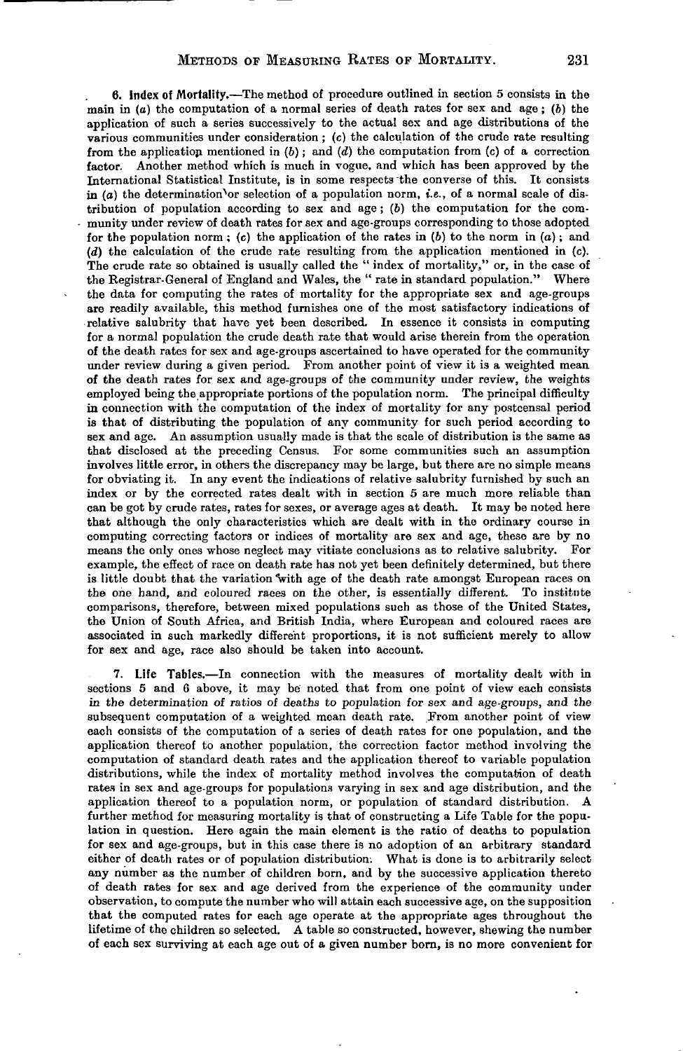**6. Index of Mortality.**—The method of procedure outlined in section 5 consists in the main in (*a*) the computation of a normal series of death rates for sex and age; (*b*) the application of such a series successively to the actual sex and age distributions of the various communities under consideration; (*c*) the calculation of the crude rate resulting from the application mentioned in (*b*); and (*d*) the computation from (*c*) of a correction factor. Another method which is much in vogue, and which has been approved by the International Statistical Institute, is in some respects the converse of this. It consists in (*a*) the determination or selection of a population norm, *i.e.*, of a normal scale of distribution of population according to sex and age; (*b*) the computation for the community under review of death rates for sex and age-groups corresponding to those adopted for the population norm; (*c*) the application of the rates in (*b*) to the norm in (*a*); and (*d*) the calculation of the crude rate resulting from the application mentioned in (*c*). The crude rate so obtained is usually called the "index of mortality," or, in the case of the Registrar-General of England and Wales, the "rate in standard population." Where the data for computing the rates of mortality for the appropriate sex and age-groups are readily available, this method furnishes one of the most satisfactory indications of relative salubrity that have yet been described. In essence it consists in computing for a normal population the crude death rate that would arise therein from the operation of the death rates for sex and age-groups ascertained to have operated for the community under review during a given period. From another point of view it is a weighted mean of the death rates for sex and age-groups of the community under review, the weights employed being the appropriate portions of the population norm. The principal difficulty in connection with the computation of the index of mortality for any postcensal period is that of distributing the population of any community for such period according to sex and age. An assumption usually made is that the scale of distribution is the same as that disclosed at the preceding Census. For some communities such an assumption involves little error, in others the discrepancy may be large, but there are no simple means for obviating it. In any event the indications of relative salubrity furnished by such an index or by the corrected rates dealt with in section 5 are much more reliable than can be got by crude rates, rates for sexes, or average ages at death. It may be noted here that although the only characteristics which are dealt with in the ordinary course in computing correcting factors or indices of mortality are sex and age, these are by no means the only ones whose neglect may vitiate conclusions as to relative salubrity. For example, the effect of race on death rate has not yet been definitely determined, but there is little doubt that the variation with age of the death rate amongst European races on the one hand, and coloured races on the other, is essentially different. To institute comparisons, therefore, between mixed populations such as those of the United States, the Union of South Africa, and British India, where European and coloured races are associated in such markedly different proportions, it is not sufficient merely to allow for sex and age, race also should be taken into account.

**7. Life Tables.**—In connection with the measures of mortality dealt with in sections 5 and 6 above, it may be noted that from one point of view each consists *in the determination of ratios of deaths to population for sex and age-groups, and the* subsequent computation of a weighted mean death rate. From another point of view each consists of the computation of a series of death rates for one population, and the application thereof to another population, the correction factor method involving the computation of standard death rates and the application thereof to variable population distributions, while the index of mortality method involves the computation of death rates in sex and age-groups for populations varying in sex and age distribution, and the application thereof to a population norm, or population of standard distribution. A further method for measuring mortality is that of constructing a Life Table for the population in question. Here again the main element is the ratio of deaths to population for sex and age-groups, but in this case there is no adoption of an arbitrary standard either of death rates or of population distribution. What is done is to arbitrarily select any number as the number of children born, and by the successive application thereto of death rates for sex and age derived from the experience of the community under observation, to compute the number who will attain each successive age, on the supposition that the computed rates for each age operate at the appropriate ages throughout the lifetime of the children so selected. A table so constructed, however, shewing the number of each sex surviving at each age out of a given number born, is no more convenient for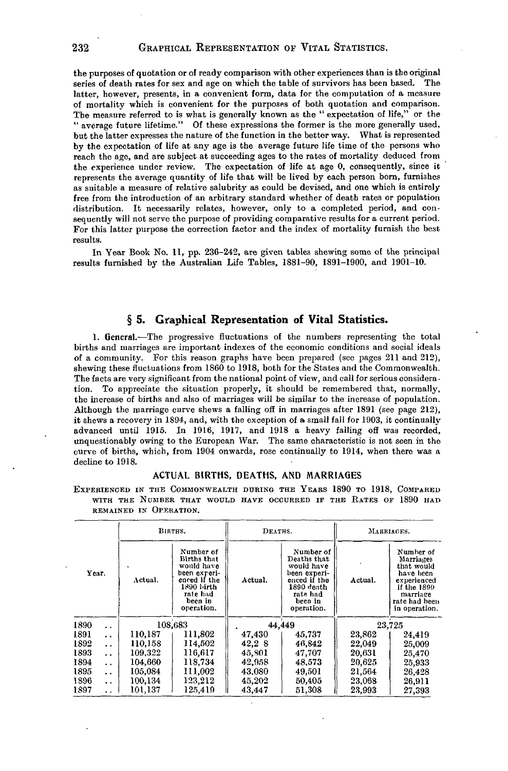the purposes of quotation or of ready comparison with other experiences than is the original series of death rates for sex and age on which the table of survivors has been based. The latter, however, presents, in a convenient form, data for the computation of a measure of mortality which is convenient for the purposes of both quotation and comparison. The measure referred to is what is generally known as the "expectation of life," or the "average future lifetime." Of these expressions the former is the more generally used, but the latter expresses the nature of the function in the better way. What is represented by the expectation of life at any age is the average future life time of the persons who reach the age, and are subject at succeeding ages to the rates of mortality deduced from the experience under review. The expectation of life at age 0, consequently, since it represents the average quantity of life that will be lived by each person born, furnishes as suitable a measure of relative salubrity as could be devised, and one which is entirely free from the introduction of an arbitrary standard whether of death rates or population distribution. It necessarily relates, however, only to a completed period, and consequently will not serve the purpose of providing comparative results for a current period. For this latter purpose the correction factor and the index of mortality furnish the best results.

In Year Book No. 11, pp. 236–242, are given tables shewing some of the principal results furnished by the Australian Life Tables, 1881–90, 1891–1900, and 1901–10.

## § 5. Graphical Representation of Vital Statistics.

1. **General.**—The progressive fluctuations of the numbers representing the total births and marriages are important indexes of the economic conditions and social ideals of a community. For this reason graphs have been prepared (see pages 211 and 212), shewing these fluctuations from 1860 to 1918, both for the States and the Commonwealth. The facts are very significant from the national point of view, and call for serious consideration. To appreciate the situation properly, it should be remembered that, normally, the increase of births and also of marriages will be similar to the increase of population. Although the marriage curve shews a falling off in marriages after 1891 (see page 212), it shews a recovery in 1894, and, with the exception of a small fall for 1903, it continually advanced until 1915. In 1916, 1917, and 1918 a heavy falling off was recorded, unquestionably owing to the European War. The same characteristic is not seen in the curve of births, which, from 1904 onwards, rose continually to 1914, when there was a decline to 1918.

### ACTUAL BIRTHS, DEATHS, AND MARRIAGES

EXPERIENCED IN THE COMMONWEALTH DURING THE YEARS 1890 TO 1918, COMPARED WITH THE NUMBER THAT WOULD HAVE OCCURRED IF THE RATES OF 1890 HAD REMAINED IN OPERATION.

| Year. | Births. | | Deaths. | | Marriages. | |
|---|---|---|---|---|---|---|
| | Actual. | Number of Births that would have been experienced if the 1890 birth rate had been in operation. | Actual. | Number of Deaths that would have been experienced if the 1890 death rate had been in operation. | Actual. | Number of Marriages that would have been experienced if the 1890 marriage rate had been in operation. |
| 1890 .. | 108,683 | | 44,449 | | 23,725 | |
| 1891 .. | 110,187 | 111,802 | 47,430 | 45,737 | 23,862 | 24,419 |
| 1892 .. | 110,158 | 114,502 | 42,2 8 | 46,842 | 22,049 | 25,009 |
| 1893 .. | 109,322 | 116,617 | 45,801 | 47,707 | 20,631 | 25,470 |
| 1894 .. | 104,660 | 118,734 | 42,958 | 48,573 | 20,625 | 25,933 |
| 1895 .. | 105,084 | 111,002 | 43,080 | 49,501 | 21,564 | 26,428 |
| 1896 .. | 100,134 | 123,212 | 45,202 | 50,405 | 23,068 | 26,911 |
| 1897 .. | 101,137 | 125,419 | 43,447 | 51,308 | 23,993 | 27,393 |